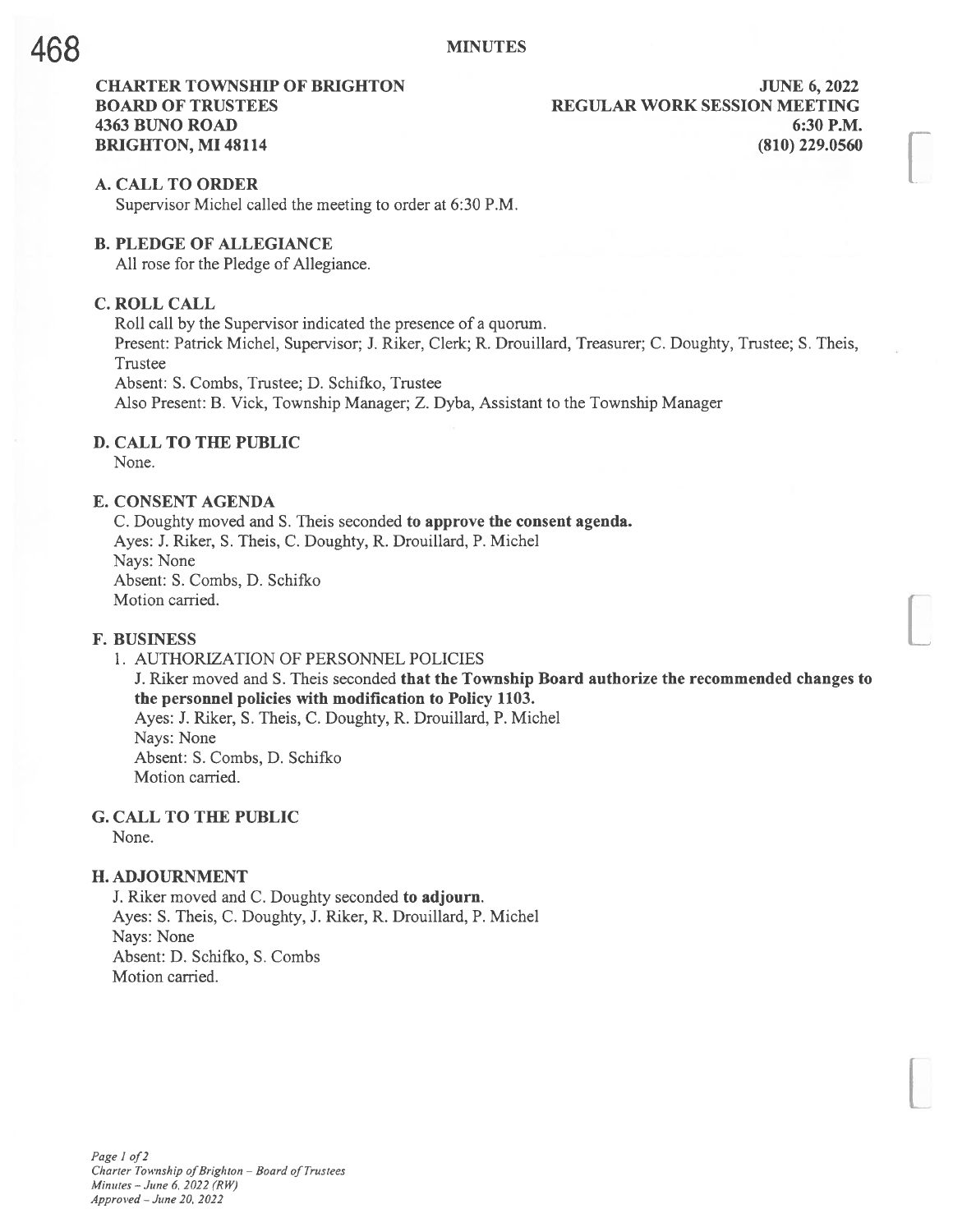# MINUTES

**CHARTER TOWNSHIP OF BRIGHTON**
**BOARD OF TRUSTEES**
**4363 BUNO ROAD**
**BRIGHTON, MI 48114**

**JUNE 6, 2022**
**REGULAR WORK SESSION MEETING**
**6:30 P.M.**
**(810) 229.0560**

## A. CALL TO ORDER

Supervisor Michel called the meeting to order at 6:30 P.M.

## B. PLEDGE OF ALLEGIANCE

All rose for the Pledge of Allegiance.

## C. ROLL CALL

Roll call by the Supervisor indicated the presence of a quorum.
Present: Patrick Michel, Supervisor; J. Riker, Clerk; R. Drouillard, Treasurer; C. Doughty, Trustee; S. Theis, Trustee
Absent: S. Combs, Trustee; D. Schifko, Trustee
Also Present: B. Vick, Township Manager; Z. Dyba, Assistant to the Township Manager

## D. CALL TO THE PUBLIC

None.

## E. CONSENT AGENDA

C. Doughty moved and S. Theis seconded **to approve the consent agenda.**
Ayes: J. Riker, S. Theis, C. Doughty, R. Drouillard, P. Michel
Nays: None
Absent: S. Combs, D. Schifko
Motion carried.

## F. BUSINESS

1. AUTHORIZATION OF PERSONNEL POLICIES

   J. Riker moved and S. Theis seconded **that the Township Board authorize the recommended changes to the personnel policies with modification to Policy 1103.**
   Ayes: J. Riker, S. Theis, C. Doughty, R. Drouillard, P. Michel
   Nays: None
   Absent: S. Combs, D. Schifko
   Motion carried.

## G. CALL TO THE PUBLIC

None.

## H. ADJOURNMENT

J. Riker moved and C. Doughty seconded **to adjourn.**
Ayes: S. Theis, C. Doughty, J. Riker, R. Drouillard, P. Michel
Nays: None
Absent: D. Schifko, S. Combs
Motion carried.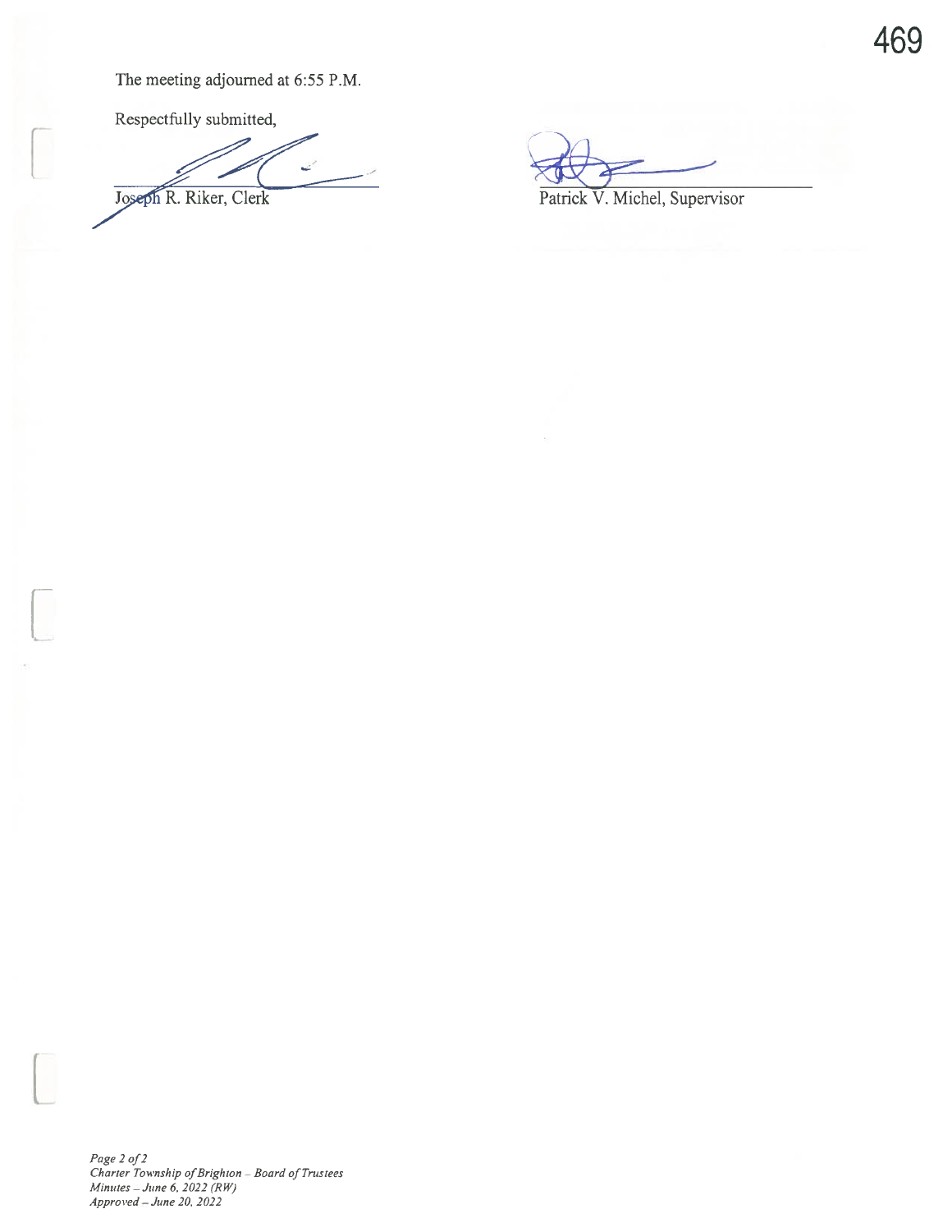The meeting adjourned at 6:55 P.M.

Respectfully submitted,

Joseph R. Riker, Clerk

Patrick V. Michel, Supervisor

*Charter Township of Brighton – Board of Trustees*
*Minutes – June 6, 2022 (RW)*
*Approved – June 20, 2022*